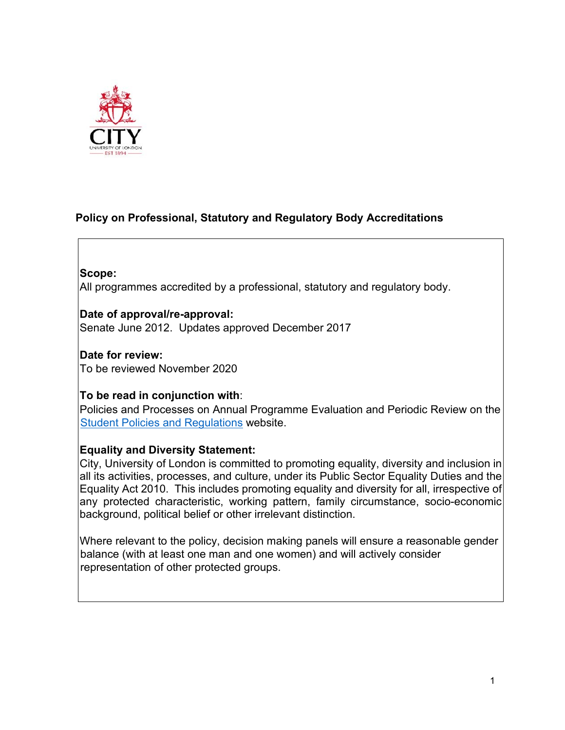# Policy on Professional, Statutory and Regulatory Body Accreditations

**Scope:**
All programmes accredited by a professional, statutory and regulatory body.

**Date of approval/re-approval:**
Senate June 2012. Updates approved December 2017

**Date for review:**
To be reviewed November 2020

**To be read in conjunction with**:
Policies and Processes on Annual Programme Evaluation and Periodic Review on the Student Policies and Regulations website.

**Equality and Diversity Statement:**
City, University of London is committed to promoting equality, diversity and inclusion in all its activities, processes, and culture, under its Public Sector Equality Duties and the Equality Act 2010. This includes promoting equality and diversity for all, irrespective of any protected characteristic, working pattern, family circumstance, socio-economic background, political belief or other irrelevant distinction.

Where relevant to the policy, decision making panels will ensure a reasonable gender balance (with at least one man and one women) and will actively consider representation of other protected groups.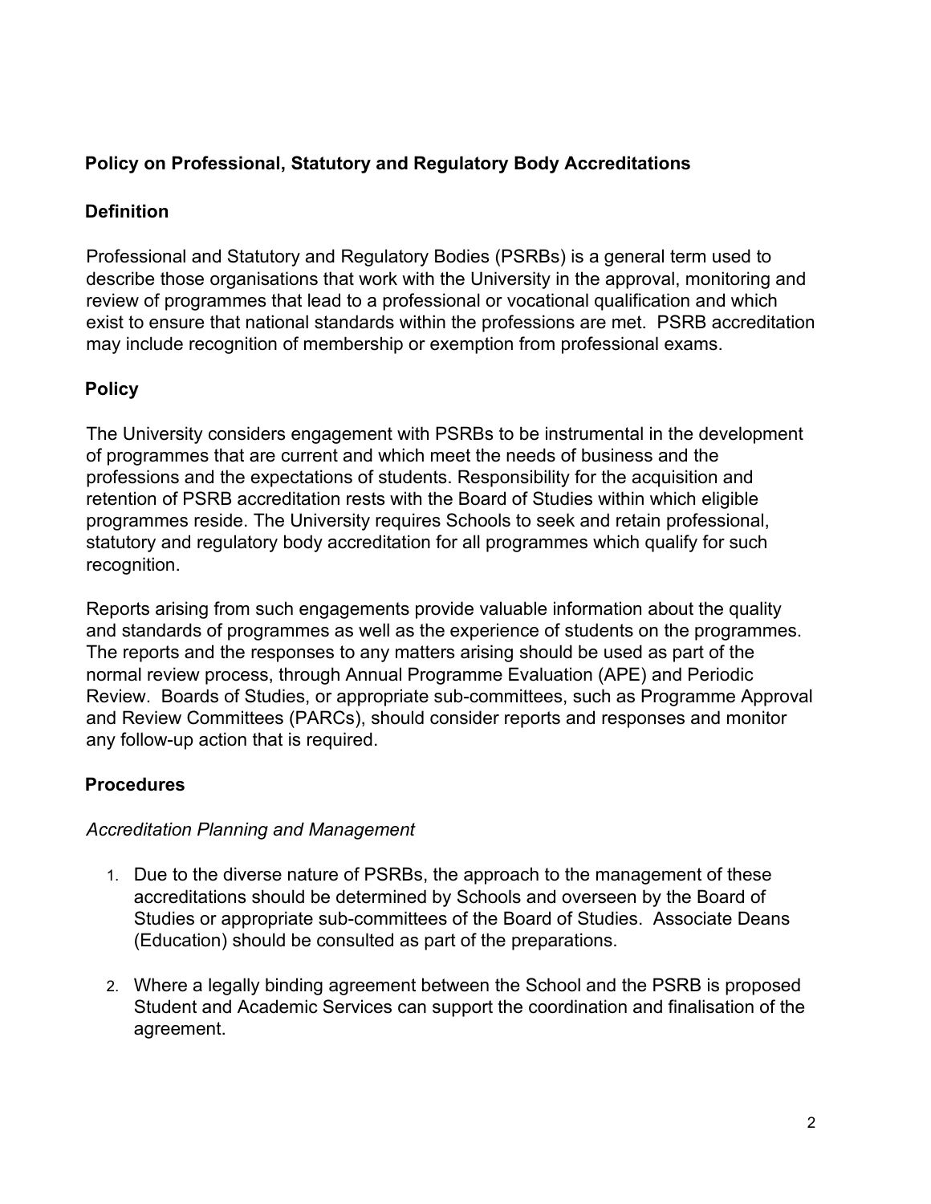# Policy on Professional, Statutory and Regulatory Body Accreditations

## Definition

Professional and Statutory and Regulatory Bodies (PSRBs) is a general term used to describe those organisations that work with the University in the approval, monitoring and review of programmes that lead to a professional or vocational qualification and which exist to ensure that national standards within the professions are met. PSRB accreditation may include recognition of membership or exemption from professional exams.

## Policy

The University considers engagement with PSRBs to be instrumental in the development of programmes that are current and which meet the needs of business and the professions and the expectations of students. Responsibility for the acquisition and retention of PSRB accreditation rests with the Board of Studies within which eligible programmes reside. The University requires Schools to seek and retain professional, statutory and regulatory body accreditation for all programmes which qualify for such recognition.

Reports arising from such engagements provide valuable information about the quality and standards of programmes as well as the experience of students on the programmes. The reports and the responses to any matters arising should be used as part of the normal review process, through Annual Programme Evaluation (APE) and Periodic Review. Boards of Studies, or appropriate sub-committees, such as Programme Approval and Review Committees (PARCs), should consider reports and responses and monitor any follow-up action that is required.

## Procedures

*Accreditation Planning and Management*

1. Due to the diverse nature of PSRBs, the approach to the management of these accreditations should be determined by Schools and overseen by the Board of Studies or appropriate sub-committees of the Board of Studies. Associate Deans (Education) should be consulted as part of the preparations.

2. Where a legally binding agreement between the School and the PSRB is proposed Student and Academic Services can support the coordination and finalisation of the agreement.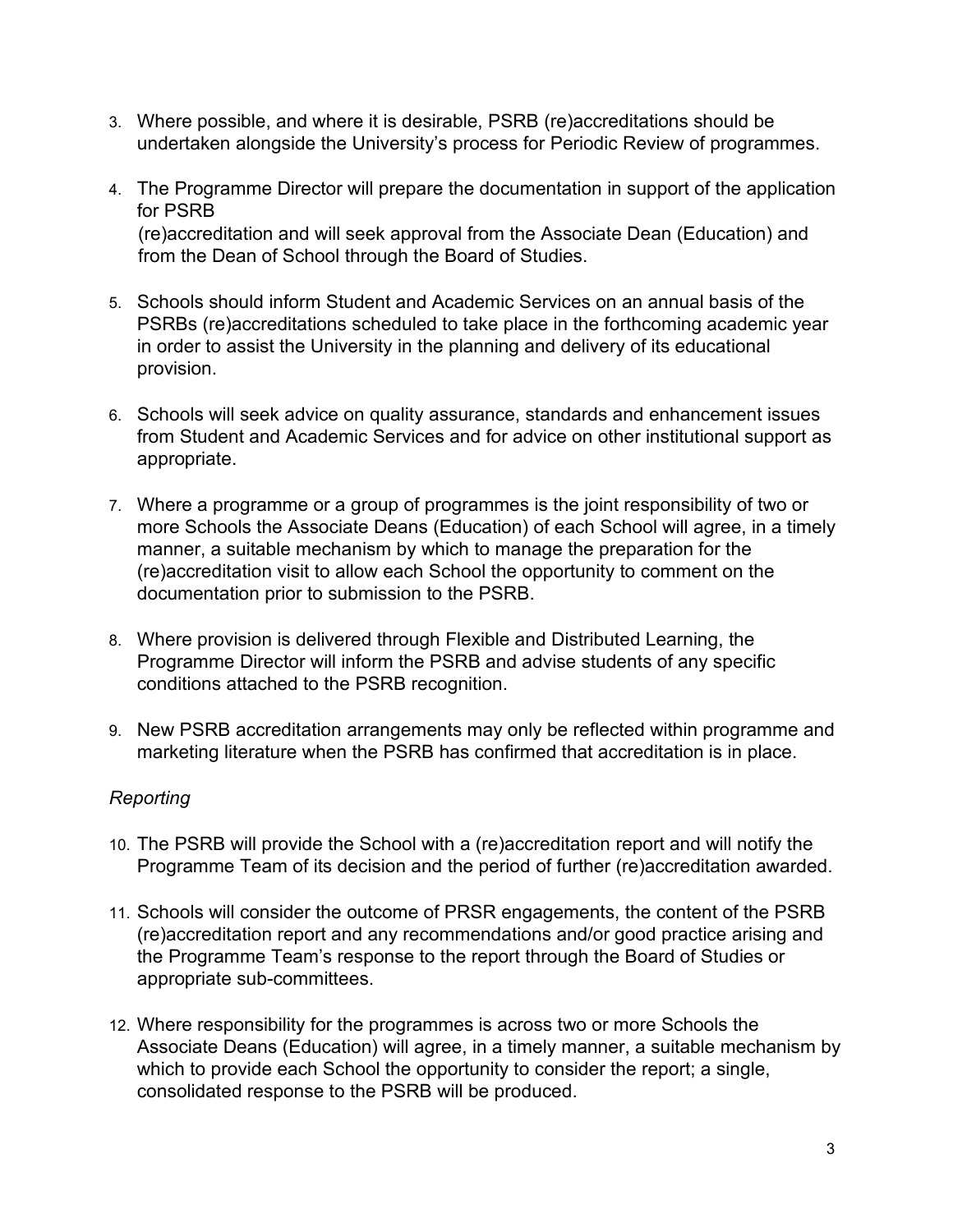3. Where possible, and where it is desirable, PSRB (re)accreditations should be undertaken alongside the University's process for Periodic Review of programmes.

4. The Programme Director will prepare the documentation in support of the application for PSRB (re)accreditation and will seek approval from the Associate Dean (Education) and from the Dean of School through the Board of Studies.

5. Schools should inform Student and Academic Services on an annual basis of the PSRBs (re)accreditations scheduled to take place in the forthcoming academic year in order to assist the University in the planning and delivery of its educational provision.

6. Schools will seek advice on quality assurance, standards and enhancement issues from Student and Academic Services and for advice on other institutional support as appropriate.

7. Where a programme or a group of programmes is the joint responsibility of two or more Schools the Associate Deans (Education) of each School will agree, in a timely manner, a suitable mechanism by which to manage the preparation for the (re)accreditation visit to allow each School the opportunity to comment on the documentation prior to submission to the PSRB.

8. Where provision is delivered through Flexible and Distributed Learning, the Programme Director will inform the PSRB and advise students of any specific conditions attached to the PSRB recognition.

9. New PSRB accreditation arrangements may only be reflected within programme and marketing literature when the PSRB has confirmed that accreditation is in place.

*Reporting*

10. The PSRB will provide the School with a (re)accreditation report and will notify the Programme Team of its decision and the period of further (re)accreditation awarded.

11. Schools will consider the outcome of PRSR engagements, the content of the PSRB (re)accreditation report and any recommendations and/or good practice arising and the Programme Team's response to the report through the Board of Studies or appropriate sub-committees.

12. Where responsibility for the programmes is across two or more Schools the Associate Deans (Education) will agree, in a timely manner, a suitable mechanism by which to provide each School the opportunity to consider the report; a single, consolidated response to the PSRB will be produced.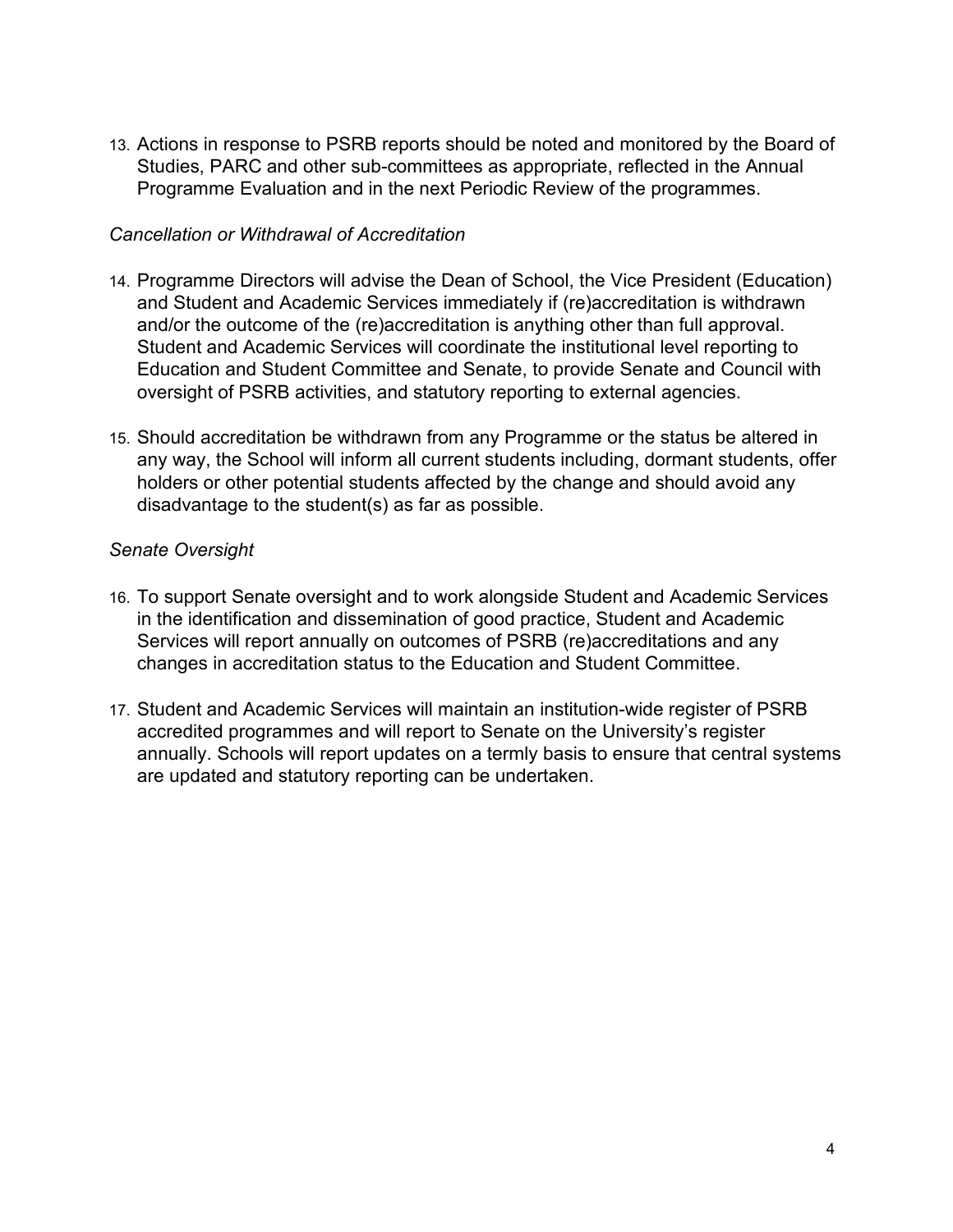13. Actions in response to PSRB reports should be noted and monitored by the Board of Studies, PARC and other sub-committees as appropriate, reflected in the Annual Programme Evaluation and in the next Periodic Review of the programmes.

*Cancellation or Withdrawal of Accreditation*

14. Programme Directors will advise the Dean of School, the Vice President (Education) and Student and Academic Services immediately if (re)accreditation is withdrawn and/or the outcome of the (re)accreditation is anything other than full approval. Student and Academic Services will coordinate the institutional level reporting to Education and Student Committee and Senate, to provide Senate and Council with oversight of PSRB activities, and statutory reporting to external agencies.

15. Should accreditation be withdrawn from any Programme or the status be altered in any way, the School will inform all current students including, dormant students, offer holders or other potential students affected by the change and should avoid any disadvantage to the student(s) as far as possible.

*Senate Oversight*

16. To support Senate oversight and to work alongside Student and Academic Services in the identification and dissemination of good practice, Student and Academic Services will report annually on outcomes of PSRB (re)accreditations and any changes in accreditation status to the Education and Student Committee.

17. Student and Academic Services will maintain an institution-wide register of PSRB accredited programmes and will report to Senate on the University's register annually. Schools will report updates on a termly basis to ensure that central systems are updated and statutory reporting can be undertaken.